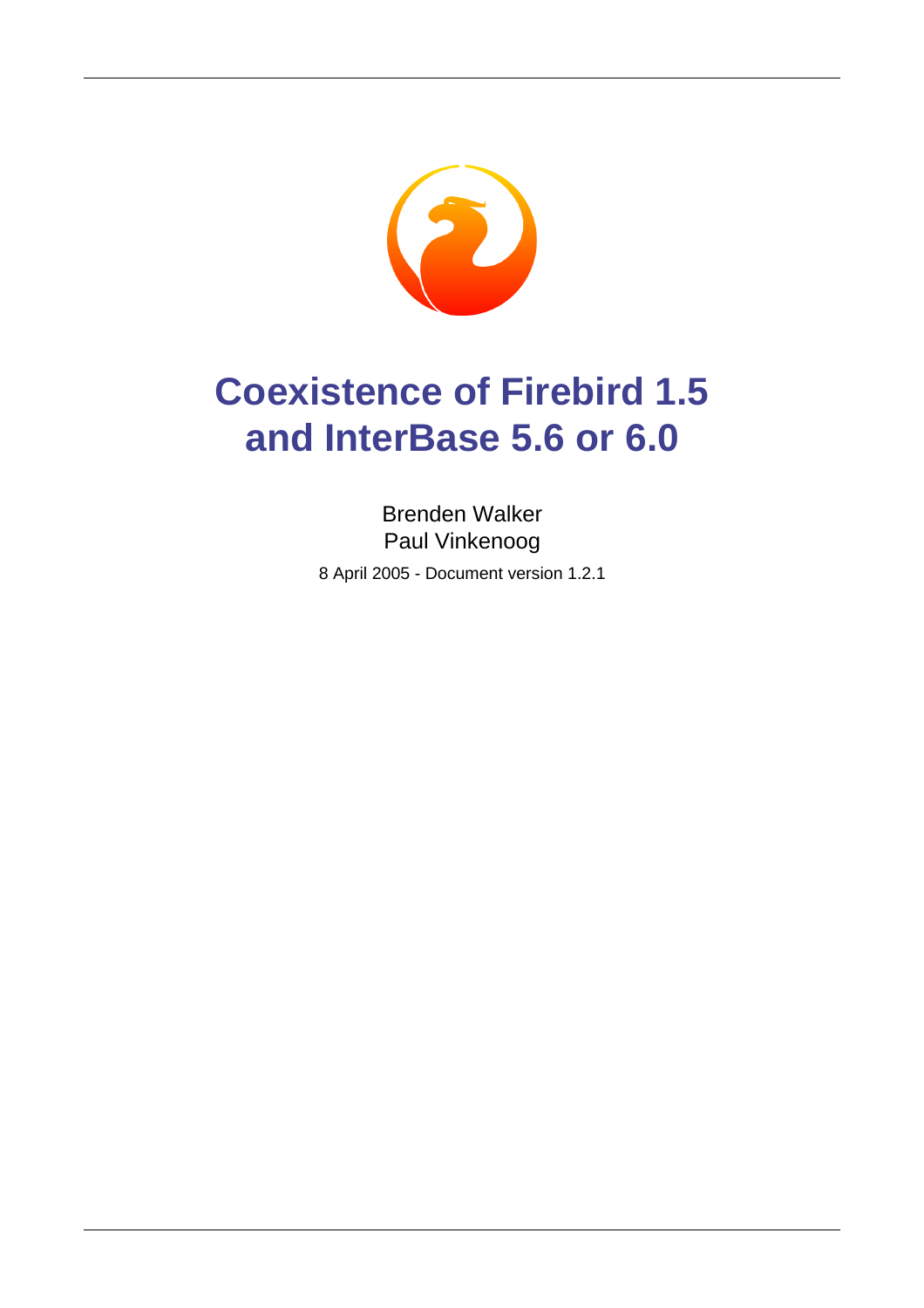# Coexistence of Firebird 1.5 and InterBase 5.6 or 6.0

Brenden Walker
Paul Vinkenoog

8 April 2005 - Document version 1.2.1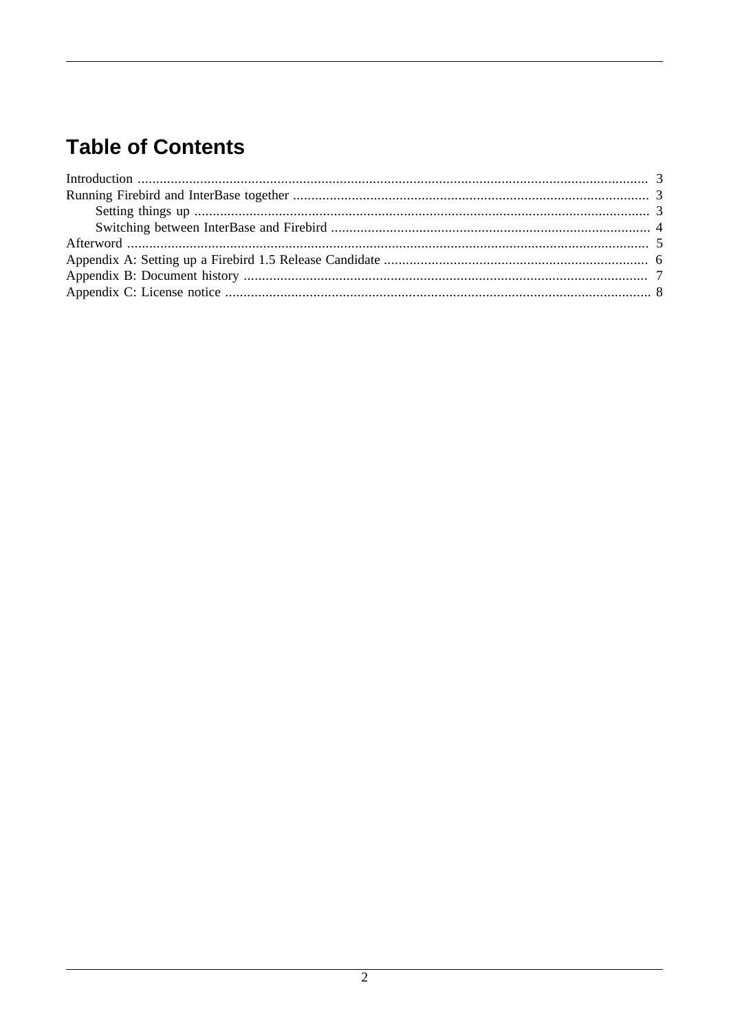# Table of Contents

- Introduction .......... 3
- Running Firebird and InterBase together .......... 3
  - Setting things up .......... 3
  - Switching between InterBase and Firebird .......... 4
- Afterword .......... 5
- Appendix A: Setting up a Firebird 1.5 Release Candidate .......... 6
- Appendix B: Document history .......... 7
- Appendix C: License notice .......... 8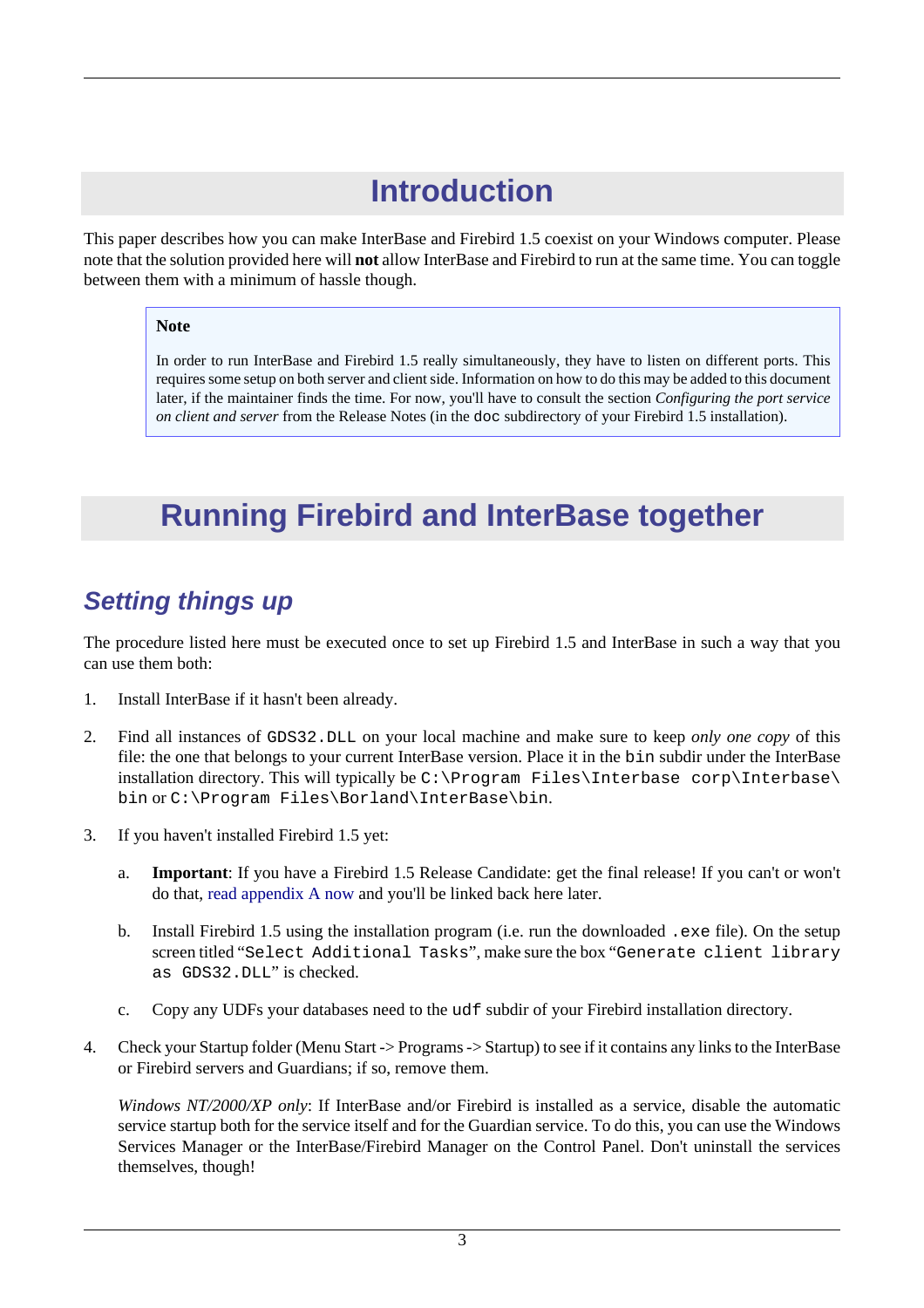# Introduction

This paper describes how you can make InterBase and Firebird 1.5 coexist on your Windows computer. Please note that the solution provided here will **not** allow InterBase and Firebird to run at the same time. You can toggle between them with a minimum of hassle though.

> **Note**
>
> In order to run InterBase and Firebird 1.5 really simultaneously, they have to listen on different ports. This requires some setup on both server and client side. Information on how to do this may be added to this document later, if the maintainer finds the time. For now, you'll have to consult the section *Configuring the port service on client and server* from the Release Notes (in the `doc` subdirectory of your Firebird 1.5 installation).

# Running Firebird and InterBase together

## Setting things up

The procedure listed here must be executed once to set up Firebird 1.5 and InterBase in such a way that you can use them both:

1. Install InterBase if it hasn't been already.

2. Find all instances of `GDS32.DLL` on your local machine and make sure to keep *only one copy* of this file: the one that belongs to your current InterBase version. Place it in the `bin` subdir under the InterBase installation directory. This will typically be `C:\Program Files\Interbase corp\Interbase\bin` or `C:\Program Files\Borland\InterBase\bin`.

3. If you haven't installed Firebird 1.5 yet:

   a. **Important**: If you have a Firebird 1.5 Release Candidate: get the final release! If you can't or won't do that, read appendix A now and you'll be linked back here later.

   b. Install Firebird 1.5 using the installation program (i.e. run the downloaded `.exe` file). On the setup screen titled "`Select Additional Tasks`", make sure the box "`Generate client library as GDS32.DLL`" is checked.

   c. Copy any UDFs your databases need to the `udf` subdir of your Firebird installation directory.

4. Check your Startup folder (Menu Start -> Programs -> Startup) to see if it contains any links to the InterBase or Firebird servers and Guardians; if so, remove them.

   *Windows NT/2000/XP only*: If InterBase and/or Firebird is installed as a service, disable the automatic service startup both for the service itself and for the Guardian service. To do this, you can use the Windows Services Manager or the InterBase/Firebird Manager on the Control Panel. Don't uninstall the services themselves, though!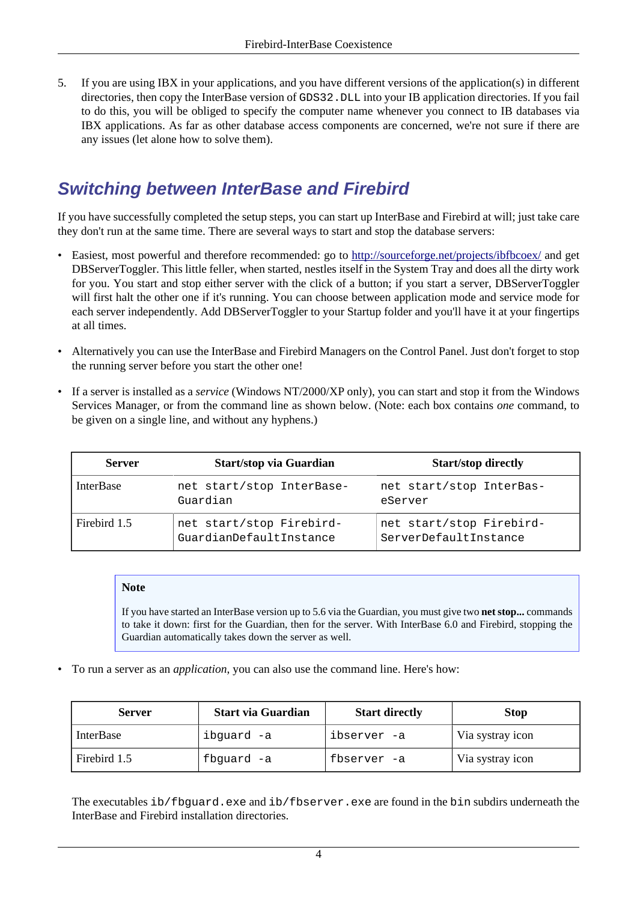5. If you are using IBX in your applications, and you have different versions of the application(s) in different directories, then copy the InterBase version of `GDS32.DLL` into your IB application directories. If you fail to do this, you will be obliged to specify the computer name whenever you connect to IB databases via IBX applications. As far as other database access components are concerned, we're not sure if there are any issues (let alone how to solve them).

## Switching between InterBase and Firebird

If you have successfully completed the setup steps, you can start up InterBase and Firebird at will; just take care they don't run at the same time. There are several ways to start and stop the database servers:

- Easiest, most powerful and therefore recommended: go to http://sourceforge.net/projects/ibfbcoex/ and get DBServerToggler. This little feller, when started, nestles itself in the System Tray and does all the dirty work for you. You start and stop either server with the click of a button; if you start a server, DBServerToggler will first halt the other one if it's running. You can choose between application mode and service mode for each server independently. Add DBServerToggler to your Startup folder and you'll have it at your fingertips at all times.

- Alternatively you can use the InterBase and Firebird Managers on the Control Panel. Just don't forget to stop the running server before you start the other one!

- If a server is installed as a *service* (Windows NT/2000/XP only), you can start and stop it from the Windows Services Manager, or from the command line as shown below. (Note: each box contains *one* command, to be given on a single line, and without any hyphens.)

| Server | Start/stop via Guardian | Start/stop directly |
|---|---|---|
| InterBase | `net start/stop InterBase-Guardian` | `net start/stop InterBas-eServer` |
| Firebird 1.5 | `net start/stop Firebird-GuardianDefaultInstance` | `net start/stop Firebird-ServerDefaultInstance` |

> **Note**
>
> If you have started an InterBase version up to 5.6 via the Guardian, you must give two **net stop...** commands to take it down: first for the Guardian, then for the server. With InterBase 6.0 and Firebird, stopping the Guardian automatically takes down the server as well.

- To run a server as an *application*, you can also use the command line. Here's how:

| Server | Start via Guardian | Start directly | Stop |
|---|---|---|---|
| InterBase | `ibguard -a` | `ibserver -a` | Via systray icon |
| Firebird 1.5 | `fbguard -a` | `fbserver -a` | Via systray icon |

The executables `ib/fbguard.exe` and `ib/fbserver.exe` are found in the `bin` subdirs underneath the InterBase and Firebird installation directories.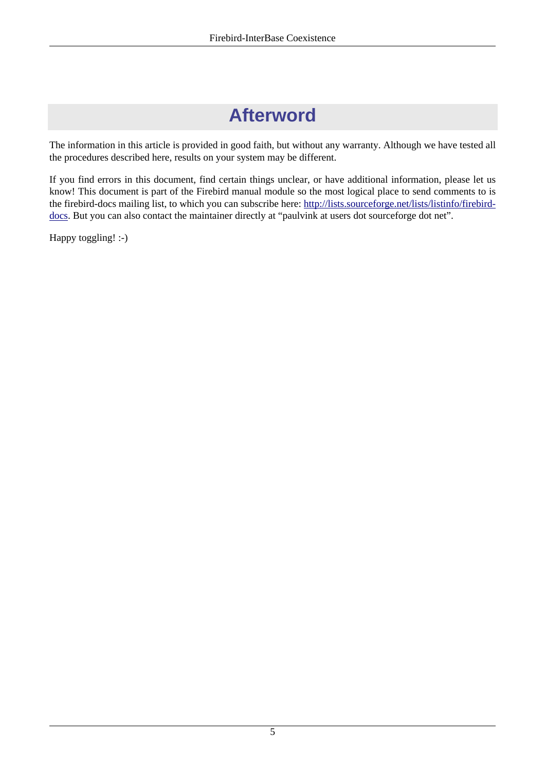# Afterword

The information in this article is provided in good faith, but without any warranty. Although we have tested all the procedures described here, results on your system may be different.

If you find errors in this document, find certain things unclear, or have additional information, please let us know! This document is part of the Firebird manual module so the most logical place to send comments to is the firebird-docs mailing list, to which you can subscribe here: [http://lists.sourceforge.net/lists/listinfo/firebird-docs](http://lists.sourceforge.net/lists/listinfo/firebird-docs). But you can also contact the maintainer directly at “paulvink at users dot sourceforge dot net”.

Happy toggling! :-)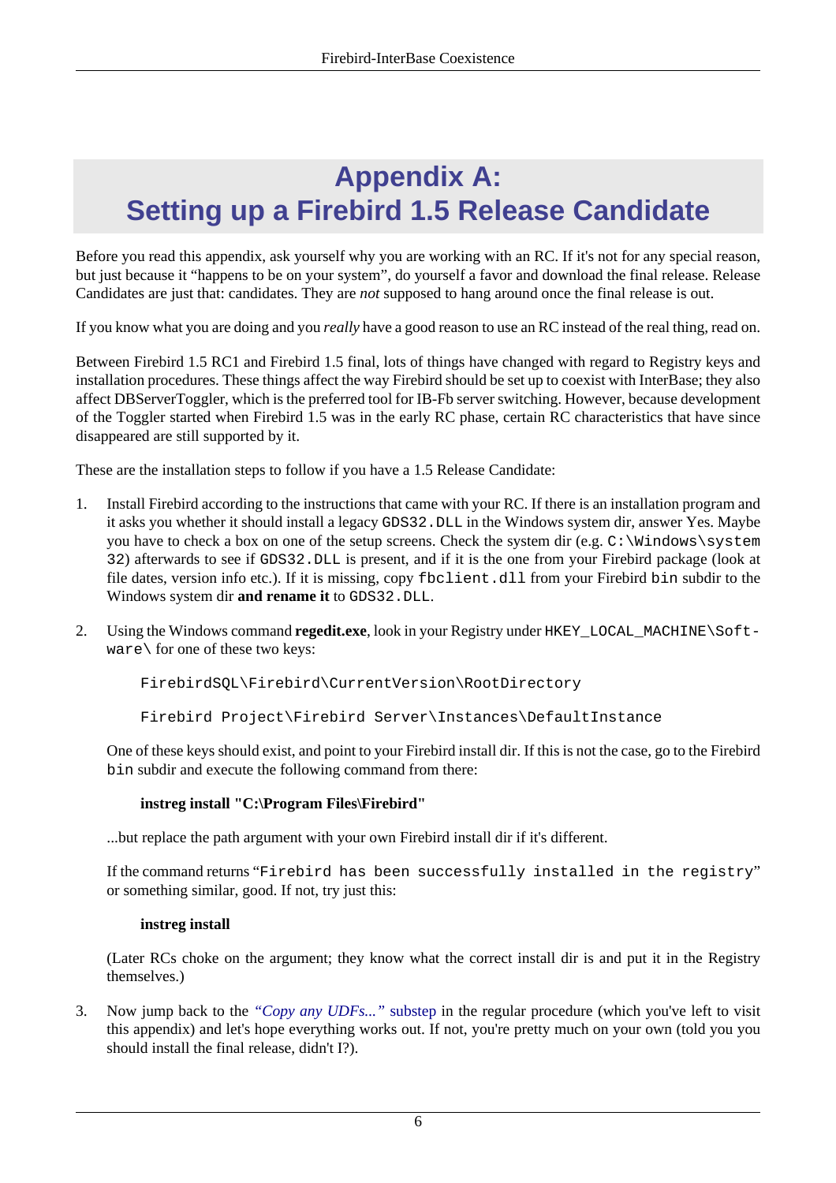# Appendix A: Setting up a Firebird 1.5 Release Candidate

Before you read this appendix, ask yourself why you are working with an RC. If it's not for any special reason, but just because it "happens to be on your system", do yourself a favor and download the final release. Release Candidates are just that: candidates. They are *not* supposed to hang around once the final release is out.

If you know what you are doing and you *really* have a good reason to use an RC instead of the real thing, read on.

Between Firebird 1.5 RC1 and Firebird 1.5 final, lots of things have changed with regard to Registry keys and installation procedures. These things affect the way Firebird should be set up to coexist with InterBase; they also affect DBServerToggler, which is the preferred tool for IB-Fb server switching. However, because development of the Toggler started when Firebird 1.5 was in the early RC phase, certain RC characteristics that have since disappeared are still supported by it.

These are the installation steps to follow if you have a 1.5 Release Candidate:

1. Install Firebird according to the instructions that came with your RC. If there is an installation program and it asks you whether it should install a legacy `GDS32.DLL` in the Windows system dir, answer Yes. Maybe you have to check a box on one of the setup screens. Check the system dir (e.g. `C:\Windows\system32`) afterwards to see if `GDS32.DLL` is present, and if it is the one from your Firebird package (look at file dates, version info etc.). If it is missing, copy `fbclient.dll` from your Firebird `bin` subdir to the Windows system dir **and rename it** to `GDS32.DLL`.

2. Using the Windows command **regedit.exe**, look in your Registry under `HKEY_LOCAL_MACHINE\Software\` for one of these two keys:

   ```
   FirebirdSQL\Firebird\CurrentVersion\RootDirectory

   Firebird Project\Firebird Server\Instances\DefaultInstance
   ```

   One of these keys should exist, and point to your Firebird install dir. If this is not the case, go to the Firebird `bin` subdir and execute the following command from there:

   **instreg install "C:\Program Files\Firebird"**

   ...but replace the path argument with your own Firebird install dir if it's different.

   If the command returns "`Firebird has been successfully installed in the registry`" or something similar, good. If not, try just this:

   **instreg install**

   (Later RCs choke on the argument; they know what the correct install dir is and put it in the Registry themselves.)

3. Now jump back to the *"Copy any UDFs..."* substep in the regular procedure (which you've left to visit this appendix) and let's hope everything works out. If not, you're pretty much on your own (told you you should install the final release, didn't I?).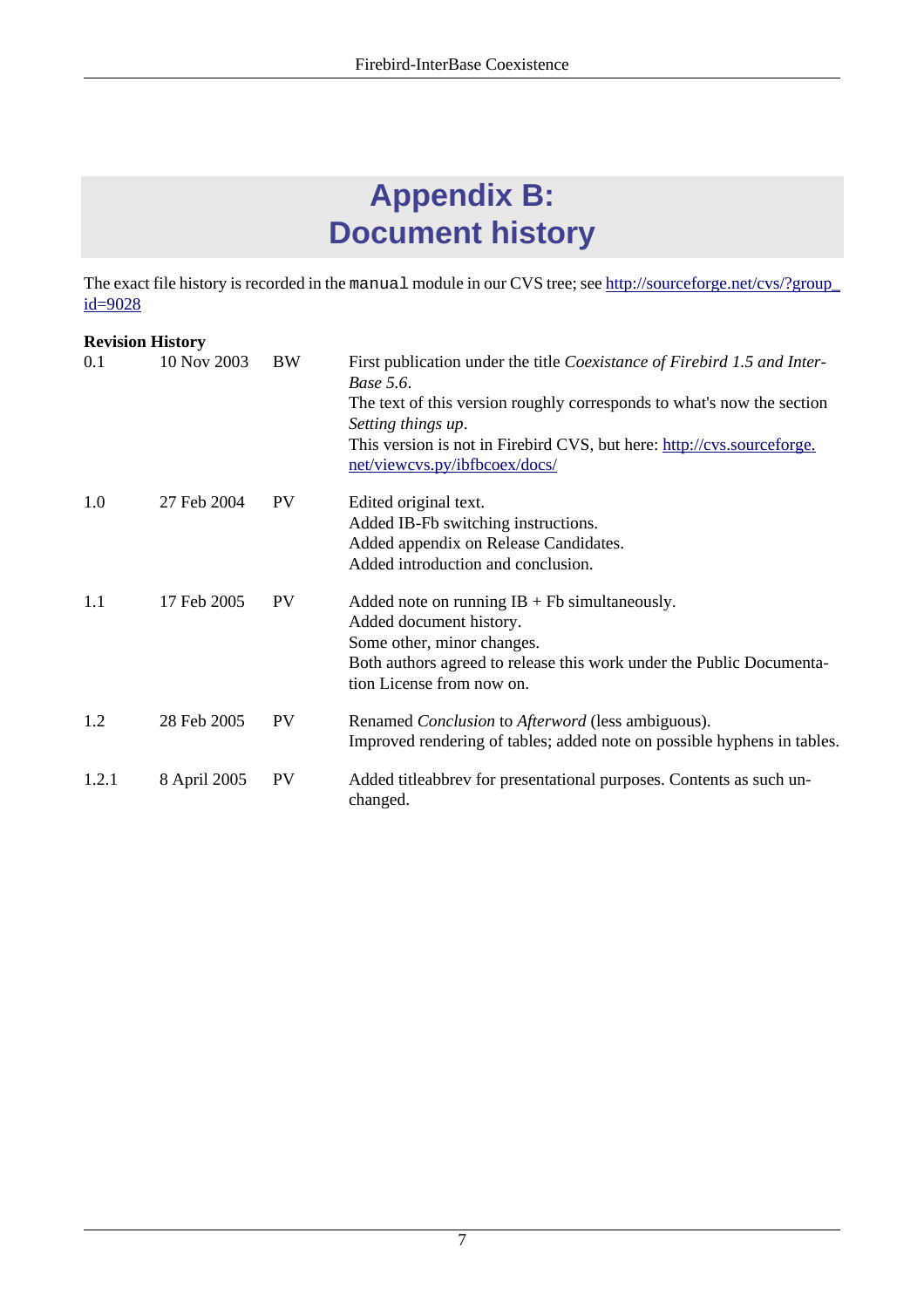# Appendix B: Document history

The exact file history is recorded in the `manual` module in our CVS tree; see [http://sourceforge.net/cvs/?group_id=9028](http://sourceforge.net/cvs/?group_id=9028)

**Revision History**

| | | | |
|---|---|---|---|
| 0.1 | 10 Nov 2003 | BW | First publication under the title *Coexistance of Firebird 1.5 and InterBase 5.6*.<br>The text of this version roughly corresponds to what's now the section *Setting things up*.<br>This version is not in Firebird CVS, but here: [http://cvs.sourceforge.net/viewcvs.py/ibfbcoex/docs/](http://cvs.sourceforge.net/viewcvs.py/ibfbcoex/docs/) |
| 1.0 | 27 Feb 2004 | PV | Edited original text.<br>Added IB-Fb switching instructions.<br>Added appendix on Release Candidates.<br>Added introduction and conclusion. |
| 1.1 | 17 Feb 2005 | PV | Added note on running IB + Fb simultaneously.<br>Added document history.<br>Some other, minor changes.<br>Both authors agreed to release this work under the Public Documentation License from now on. |
| 1.2 | 28 Feb 2005 | PV | Renamed *Conclusion* to *Afterword* (less ambiguous).<br>Improved rendering of tables; added note on possible hyphens in tables. |
| 1.2.1 | 8 April 2005 | PV | Added titleabbrev for presentational purposes. Contents as such unchanged. |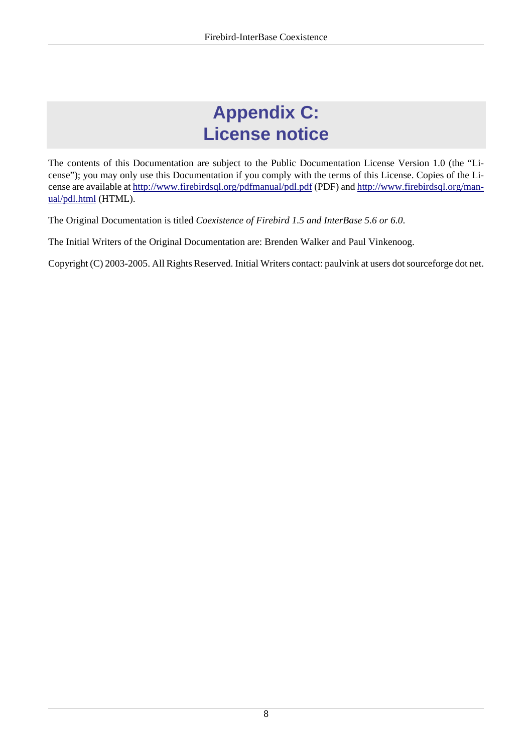# Appendix C: License notice

The contents of this Documentation are subject to the Public Documentation License Version 1.0 (the "License"); you may only use this Documentation if you comply with the terms of this License. Copies of the License are available at [http://www.firebirdsql.org/pdfmanual/pdl.pdf](http://www.firebirdsql.org/pdfmanual/pdl.pdf) (PDF) and [http://www.firebirdsql.org/manual/pdl.html](http://www.firebirdsql.org/manual/pdl.html) (HTML).

The Original Documentation is titled *Coexistence of Firebird 1.5 and InterBase 5.6 or 6.0*.

The Initial Writers of the Original Documentation are: Brenden Walker and Paul Vinkenoog.

Copyright (C) 2003-2005. All Rights Reserved. Initial Writers contact: paulvink at users dot sourceforge dot net.